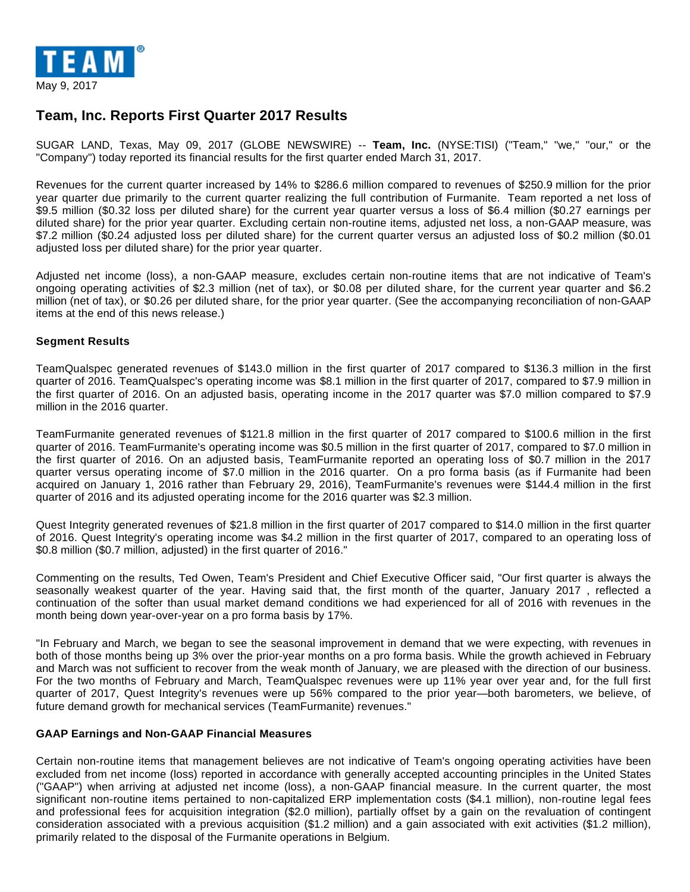TEAM®

May 9, 2017

# Team, Inc. Reports First Quarter 2017 Results

SUGAR LAND, Texas, May 09, 2017 (GLOBE NEWSWIRE) -- **Team, Inc.** (NYSE:TISI) ("Team," "we," "our," or the "Company") today reported its financial results for the first quarter ended March 31, 2017.

Revenues for the current quarter increased by 14% to $286.6 million compared to revenues of $250.9 million for the prior year quarter due primarily to the current quarter realizing the full contribution of Furmanite. Team reported a net loss of $9.5 million ($0.32 loss per diluted share) for the current year quarter versus a loss of $6.4 million ($0.27 earnings per diluted share) for the prior year quarter. Excluding certain non-routine items, adjusted net loss, a non-GAAP measure, was $7.2 million ($0.24 adjusted loss per diluted share) for the current quarter versus an adjusted loss of $0.2 million ($0.01 adjusted loss per diluted share) for the prior year quarter.

Adjusted net income (loss), a non-GAAP measure, excludes certain non-routine items that are not indicative of Team's ongoing operating activities of $2.3 million (net of tax), or $0.08 per diluted share, for the current year quarter and $6.2 million (net of tax), or $0.26 per diluted share, for the prior year quarter. (See the accompanying reconciliation of non-GAAP items at the end of this news release.)

**Segment Results**

TeamQualspec generated revenues of $143.0 million in the first quarter of 2017 compared to $136.3 million in the first quarter of 2016. TeamQualspec's operating income was $8.1 million in the first quarter of 2017, compared to $7.9 million in the first quarter of 2016. On an adjusted basis, operating income in the 2017 quarter was $7.0 million compared to $7.9 million in the 2016 quarter.

TeamFurmanite generated revenues of $121.8 million in the first quarter of 2017 compared to $100.6 million in the first quarter of 2016. TeamFurmanite's operating income was $0.5 million in the first quarter of 2017, compared to $7.0 million in the first quarter of 2016. On an adjusted basis, TeamFurmanite reported an operating loss of $0.7 million in the 2017 quarter versus operating income of $7.0 million in the 2016 quarter. On a pro forma basis (as if Furmanite had been acquired on January 1, 2016 rather than February 29, 2016), TeamFurmanite's revenues were $144.4 million in the first quarter of 2016 and its adjusted operating income for the 2016 quarter was $2.3 million.

Quest Integrity generated revenues of $21.8 million in the first quarter of 2017 compared to $14.0 million in the first quarter of 2016. Quest Integrity's operating income was $4.2 million in the first quarter of 2017, compared to an operating loss of $0.8 million ($0.7 million, adjusted) in the first quarter of 2016."

Commenting on the results, Ted Owen, Team's President and Chief Executive Officer said, "Our first quarter is always the seasonally weakest quarter of the year. Having said that, the first month of the quarter, January 2017 , reflected a continuation of the softer than usual market demand conditions we had experienced for all of 2016 with revenues in the month being down year-over-year on a pro forma basis by 17%.

"In February and March, we began to see the seasonal improvement in demand that we were expecting, with revenues in both of those months being up 3% over the prior-year months on a pro forma basis. While the growth achieved in February and March was not sufficient to recover from the weak month of January, we are pleased with the direction of our business. For the two months of February and March, TeamQualspec revenues were up 11% year over year and, for the full first quarter of 2017, Quest Integrity's revenues were up 56% compared to the prior year—both barometers, we believe, of future demand growth for mechanical services (TeamFurmanite) revenues."

**GAAP Earnings and Non-GAAP Financial Measures**

Certain non-routine items that management believes are not indicative of Team's ongoing operating activities have been excluded from net income (loss) reported in accordance with generally accepted accounting principles in the United States ("GAAP") when arriving at adjusted net income (loss), a non-GAAP financial measure. In the current quarter, the most significant non-routine items pertained to non-capitalized ERP implementation costs ($4.1 million), non-routine legal fees and professional fees for acquisition integration ($2.0 million), partially offset by a gain on the revaluation of contingent consideration associated with a previous acquisition ($1.2 million) and a gain associated with exit activities ($1.2 million), primarily related to the disposal of the Furmanite operations in Belgium.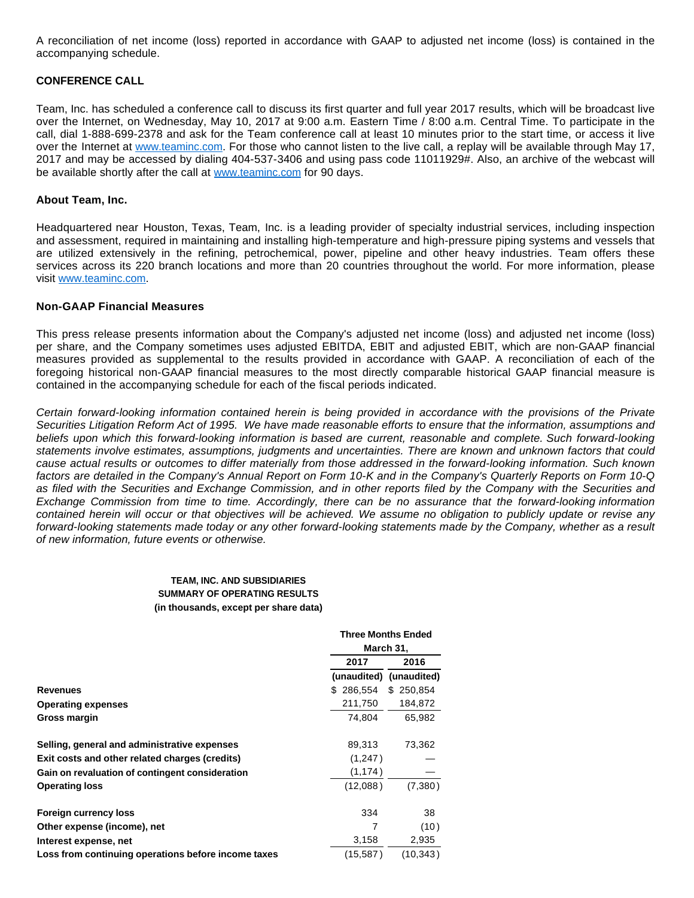A reconciliation of net income (loss) reported in accordance with GAAP to adjusted net income (loss) is contained in the accompanying schedule.

**CONFERENCE CALL**

Team, Inc. has scheduled a conference call to discuss its first quarter and full year 2017 results, which will be broadcast live over the Internet, on Wednesday, May 10, 2017 at 9:00 a.m. Eastern Time / 8:00 a.m. Central Time. To participate in the call, dial 1-888-699-2378 and ask for the Team conference call at least 10 minutes prior to the start time, or access it live over the Internet at [www.teaminc.com](www.teaminc.com). For those who cannot listen to the live call, a replay will be available through May 17, 2017 and may be accessed by dialing 404-537-3406 and using pass code 11011929#. Also, an archive of the webcast will be available shortly after the call at [www.teaminc.com](www.teaminc.com) for 90 days.

**About Team, Inc.**

Headquartered near Houston, Texas, Team, Inc. is a leading provider of specialty industrial services, including inspection and assessment, required in maintaining and installing high-temperature and high-pressure piping systems and vessels that are utilized extensively in the refining, petrochemical, power, pipeline and other heavy industries. Team offers these services across its 220 branch locations and more than 20 countries throughout the world. For more information, please visit [www.teaminc.com](www.teaminc.com).

**Non-GAAP Financial Measures**

This press release presents information about the Company's adjusted net income (loss) and adjusted net income (loss) per share, and the Company sometimes uses adjusted EBITDA, EBIT and adjusted EBIT, which are non-GAAP financial measures provided as supplemental to the results provided in accordance with GAAP. A reconciliation of each of the foregoing historical non-GAAP financial measures to the most directly comparable historical GAAP financial measure is contained in the accompanying schedule for each of the fiscal periods indicated.

*Certain forward-looking information contained herein is being provided in accordance with the provisions of the Private Securities Litigation Reform Act of 1995. We have made reasonable efforts to ensure that the information, assumptions and beliefs upon which this forward-looking information is based are current, reasonable and complete. Such forward-looking statements involve estimates, assumptions, judgments and uncertainties. There are known and unknown factors that could cause actual results or outcomes to differ materially from those addressed in the forward-looking information. Such known factors are detailed in the Company's Annual Report on Form 10-K and in the Company's Quarterly Reports on Form 10-Q as filed with the Securities and Exchange Commission, and in other reports filed by the Company with the Securities and Exchange Commission from time to time. Accordingly, there can be no assurance that the forward-looking information contained herein will occur or that objectives will be achieved. We assume no obligation to publicly update or revise any forward-looking statements made today or any other forward-looking statements made by the Company, whether as a result of new information, future events or otherwise.*

**TEAM, INC. AND SUBSIDIARIES**
**SUMMARY OF OPERATING RESULTS**
**(in thousands, except per share data)**

| | Three Months Ended March 31, | |
|---|---|---|
| | 2017 | 2016 |
| | (unaudited) | (unaudited) |
| **Revenues** | $ 286,554 | $ 250,854 |
| **Operating expenses** | 211,750 | 184,872 |
| **Gross margin** | 74,804 | 65,982 |
| **Selling, general and administrative expenses** | 89,313 | 73,362 |
| **Exit costs and other related charges (credits)** | (1,247) | — |
| **Gain on revaluation of contingent consideration** | (1,174) | — |
| **Operating loss** | (12,088) | (7,380) |
| **Foreign currency loss** | 334 | 38 |
| **Other expense (income), net** | 7 | (10) |
| **Interest expense, net** | 3,158 | 2,935 |
| **Loss from continuing operations before income taxes** | (15,587) | (10,343) |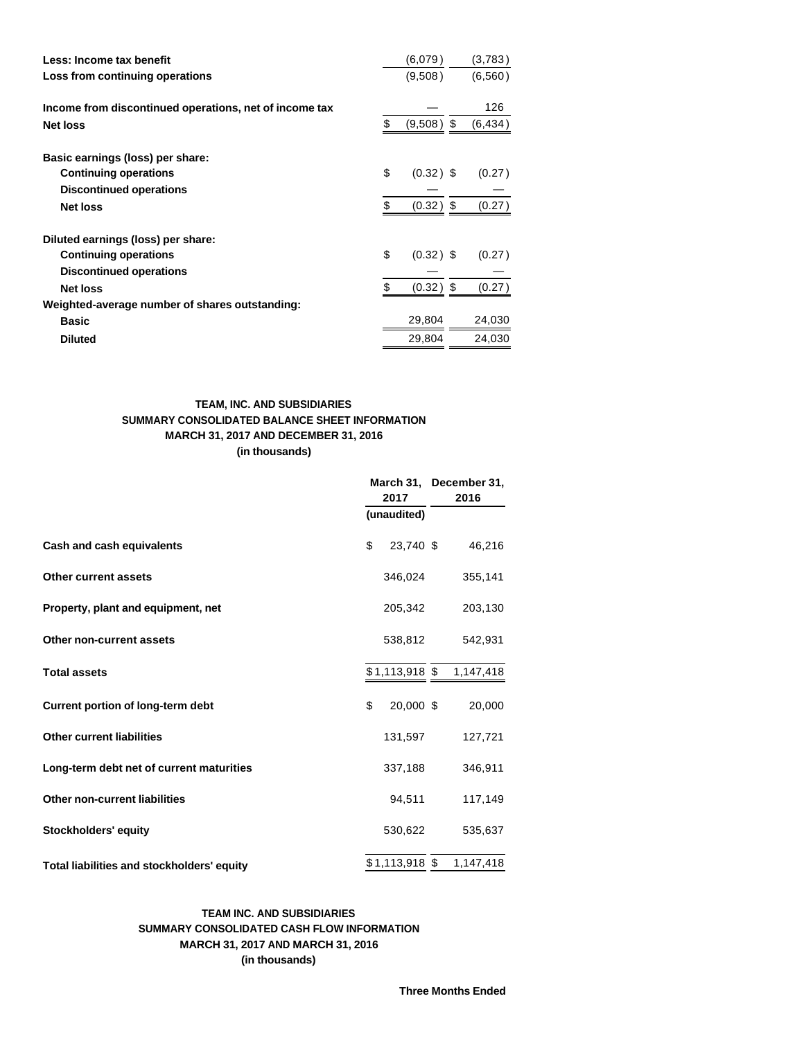| | | |
|---|---|---|
| **Less: Income tax benefit** | (6,079) | (3,783) |
| **Loss from continuing operations** | (9,508) | (6,560) |
| | | |
| **Income from discontinued operations, net of income tax** | — | 126 |
| **Net loss** | $ (9,508) | $ (6,434) |
| | | |
| **Basic earnings (loss) per share:** | | |
| **Continuing operations** | $ (0.32) | $ (0.27) |
| **Discontinued operations** | — | — |
| **Net loss** | $ (0.32) | $ (0.27) |
| | | |
| **Diluted earnings (loss) per share:** | | |
| **Continuing operations** | $ (0.32) | $ (0.27) |
| **Discontinued operations** | — | — |
| **Net loss** | $ (0.32) | $ (0.27) |
| **Weighted-average number of shares outstanding:** | | |
| **Basic** | 29,804 | 24,030 |
| **Diluted** | 29,804 | 24,030 |

**TEAM, INC. AND SUBSIDIARIES**
**SUMMARY CONSOLIDATED BALANCE SHEET INFORMATION**
**MARCH 31, 2017 AND DECEMBER 31, 2016**
**(in thousands)**

| | March 31, 2017 (unaudited) | December 31, 2016 |
|---|---|---|
| **Cash and cash equivalents** | $ 23,740 | $ 46,216 |
| **Other current assets** | 346,024 | 355,141 |
| **Property, plant and equipment, net** | 205,342 | 203,130 |
| **Other non-current assets** | 538,812 | 542,931 |
| **Total assets** | $ 1,113,918 | $ 1,147,418 |
| **Current portion of long-term debt** | $ 20,000 | $ 20,000 |
| **Other current liabilities** | 131,597 | 127,721 |
| **Long-term debt net of current maturities** | 337,188 | 346,911 |
| **Other non-current liabilities** | 94,511 | 117,149 |
| **Stockholders' equity** | 530,622 | 535,637 |
| **Total liabilities and stockholders' equity** | $ 1,113,918 | $ 1,147,418 |

**TEAM INC. AND SUBSIDIARIES**
**SUMMARY CONSOLIDATED CASH FLOW INFORMATION**
**MARCH 31, 2017 AND MARCH 31, 2016**
**(in thousands)**

**Three Months Ended**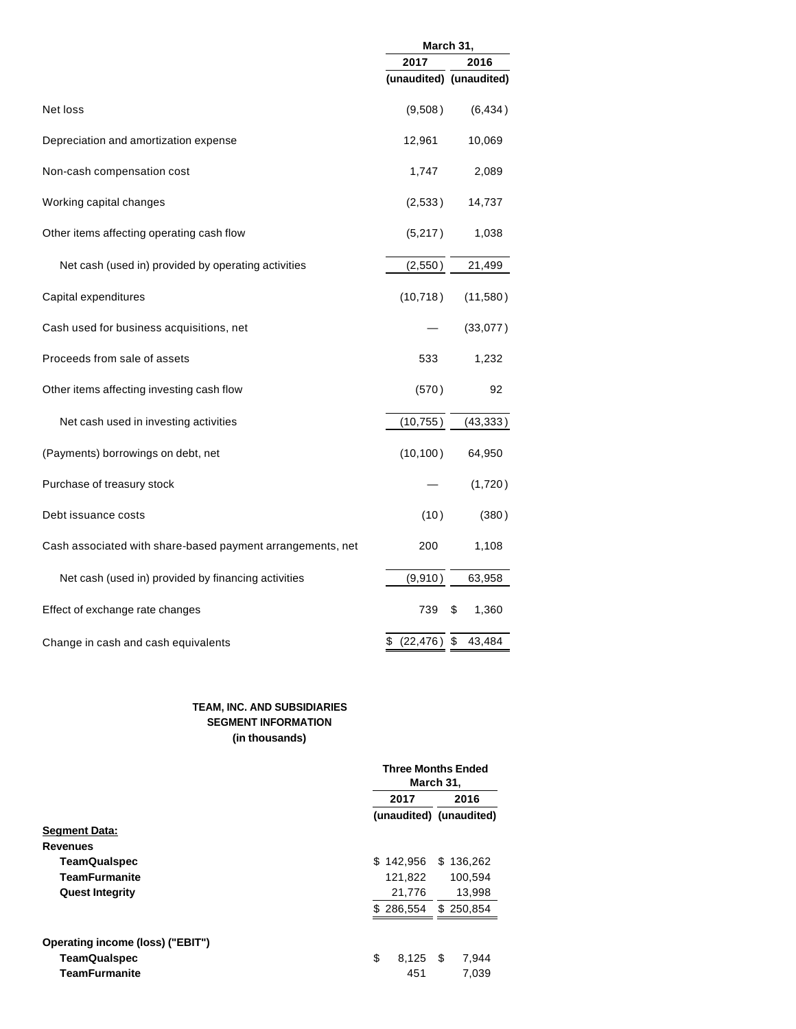| | March 31, | |
|---|---|---|
| | 2017 | 2016 |
| | (unaudited) | (unaudited) |
| Net loss | (9,508) | (6,434) |
| Depreciation and amortization expense | 12,961 | 10,069 |
| Non-cash compensation cost | 1,747 | 2,089 |
| Working capital changes | (2,533) | 14,737 |
| Other items affecting operating cash flow | (5,217) | 1,038 |
| Net cash (used in) provided by operating activities | (2,550) | 21,499 |
| Capital expenditures | (10,718) | (11,580) |
| Cash used for business acquisitions, net | — | (33,077) |
| Proceeds from sale of assets | 533 | 1,232 |
| Other items affecting investing cash flow | (570) | 92 |
| Net cash used in investing activities | (10,755) | (43,333) |
| (Payments) borrowings on debt, net | (10,100) | 64,950 |
| Purchase of treasury stock | — | (1,720) |
| Debt issuance costs | (10) | (380) |
| Cash associated with share-based payment arrangements, net | 200 | 1,108 |
| Net cash (used in) provided by financing activities | (9,910) | 63,958 |
| Effect of exchange rate changes | 739 | $ 1,360 |
| Change in cash and cash equivalents | $ (22,476) | $ 43,484 |

**TEAM, INC. AND SUBSIDIARIES**
**SEGMENT INFORMATION**
**(in thousands)**

| | Three Months Ended March 31, | |
|---|---|---|
| | 2017 | 2016 |
| | (unaudited) | (unaudited) |
| **Segment Data:** | | |
| **Revenues** | | |
| **TeamQualspec** | $ 142,956 | $ 136,262 |
| **TeamFurmanite** | 121,822 | 100,594 |
| **Quest Integrity** | 21,776 | 13,998 |
| | $ 286,554 | $ 250,854 |
| **Operating income (loss) ("EBIT")** | | |
| **TeamQualspec** | $ 8,125 | $ 7,944 |
| **TeamFurmanite** | 451 | 7,039 |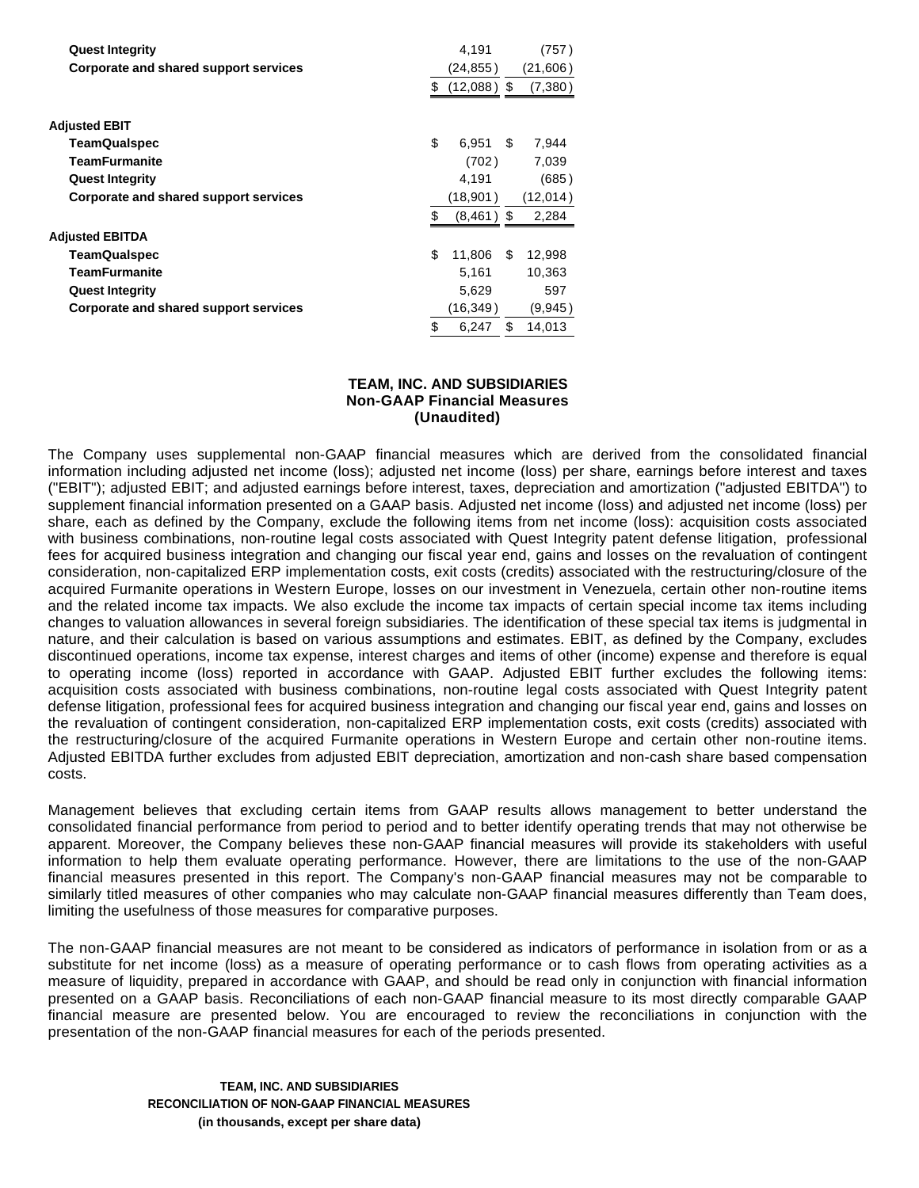| | | |
|---|---|---|
| **Quest Integrity** | 4,191 | (757) |
| **Corporate and shared support services** | (24,855) | (21,606) |
| | $ (12,088) | $ (7,380) |
| | | |
| **Adjusted EBIT** | | |
| **TeamQualspec** | $ 6,951 | $ 7,944 |
| **TeamFurmanite** | (702) | 7,039 |
| **Quest Integrity** | 4,191 | (685) |
| **Corporate and shared support services** | (18,901) | (12,014) |
| | $ (8,461) | $ 2,284 |
| **Adjusted EBITDA** | | |
| **TeamQualspec** | $ 11,806 | $ 12,998 |
| **TeamFurmanite** | 5,161 | 10,363 |
| **Quest Integrity** | 5,629 | 597 |
| **Corporate and shared support services** | (16,349) | (9,945) |
| | $ 6,247 | $ 14,013 |

**TEAM, INC. AND SUBSIDIARIES**
**Non-GAAP Financial Measures**
**(Unaudited)**

The Company uses supplemental non-GAAP financial measures which are derived from the consolidated financial information including adjusted net income (loss); adjusted net income (loss) per share, earnings before interest and taxes ("EBIT"); adjusted EBIT; and adjusted earnings before interest, taxes, depreciation and amortization ("adjusted EBITDA") to supplement financial information presented on a GAAP basis. Adjusted net income (loss) and adjusted net income (loss) per share, each as defined by the Company, exclude the following items from net income (loss): acquisition costs associated with business combinations, non-routine legal costs associated with Quest Integrity patent defense litigation, professional fees for acquired business integration and changing our fiscal year end, gains and losses on the revaluation of contingent consideration, non-capitalized ERP implementation costs, exit costs (credits) associated with the restructuring/closure of the acquired Furmanite operations in Western Europe, losses on our investment in Venezuela, certain other non-routine items and the related income tax impacts. We also exclude the income tax impacts of certain special income tax items including changes to valuation allowances in several foreign subsidiaries. The identification of these special tax items is judgmental in nature, and their calculation is based on various assumptions and estimates. EBIT, as defined by the Company, excludes discontinued operations, income tax expense, interest charges and items of other (income) expense and therefore is equal to operating income (loss) reported in accordance with GAAP. Adjusted EBIT further excludes the following items: acquisition costs associated with business combinations, non-routine legal costs associated with Quest Integrity patent defense litigation, professional fees for acquired business integration and changing our fiscal year end, gains and losses on the revaluation of contingent consideration, non-capitalized ERP implementation costs, exit costs (credits) associated with the restructuring/closure of the acquired Furmanite operations in Western Europe and certain other non-routine items. Adjusted EBITDA further excludes from adjusted EBIT depreciation, amortization and non-cash share based compensation costs.

Management believes that excluding certain items from GAAP results allows management to better understand the consolidated financial performance from period to period and to better identify operating trends that may not otherwise be apparent. Moreover, the Company believes these non-GAAP financial measures will provide its stakeholders with useful information to help them evaluate operating performance. However, there are limitations to the use of the non-GAAP financial measures presented in this report. The Company's non-GAAP financial measures may not be comparable to similarly titled measures of other companies who may calculate non-GAAP financial measures differently than Team does, limiting the usefulness of those measures for comparative purposes.

The non-GAAP financial measures are not meant to be considered as indicators of performance in isolation from or as a substitute for net income (loss) as a measure of operating performance or to cash flows from operating activities as a measure of liquidity, prepared in accordance with GAAP, and should be read only in conjunction with financial information presented on a GAAP basis. Reconciliations of each non-GAAP financial measure to its most directly comparable GAAP financial measure are presented below. You are encouraged to review the reconciliations in conjunction with the presentation of the non-GAAP financial measures for each of the periods presented.

**TEAM, INC. AND SUBSIDIARIES**
**RECONCILIATION OF NON-GAAP FINANCIAL MEASURES**
**(in thousands, except per share data)**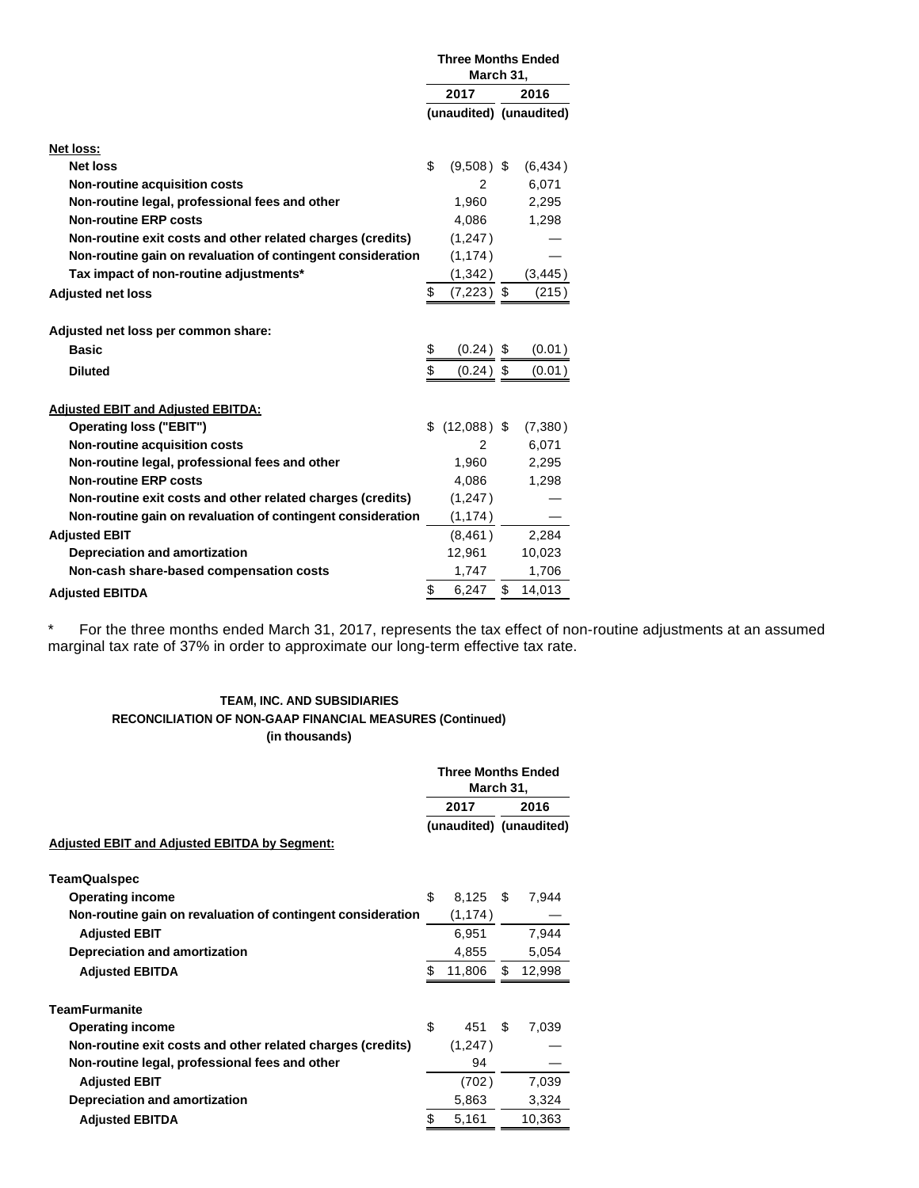| | Three Months Ended March 31, | |
|---|---|---|
| | 2017 | 2016 |
| | (unaudited) | (unaudited) |
| **Net loss:** | | |
| Net loss | $ (9,508) | $ (6,434) |
| Non-routine acquisition costs | 2 | 6,071 |
| Non-routine legal, professional fees and other | 1,960 | 2,295 |
| Non-routine ERP costs | 4,086 | 1,298 |
| Non-routine exit costs and other related charges (credits) | (1,247) | — |
| Non-routine gain on revaluation of contingent consideration | (1,174) | — |
| Tax impact of non-routine adjustments* | (1,342) | (3,445) |
| Adjusted net loss | $ (7,223) | $ (215) |
| | | |
| Adjusted net loss per common share: | | |
| Basic | $ (0.24) | $ (0.01) |
| Diluted | $ (0.24) | $ (0.01) |
| | | |
| **Adjusted EBIT and Adjusted EBITDA:** | | |
| Operating loss ("EBIT") | $ (12,088) | $ (7,380) |
| Non-routine acquisition costs | 2 | 6,071 |
| Non-routine legal, professional fees and other | 1,960 | 2,295 |
| Non-routine ERP costs | 4,086 | 1,298 |
| Non-routine exit costs and other related charges (credits) | (1,247) | — |
| Non-routine gain on revaluation of contingent consideration | (1,174) | — |
| Adjusted EBIT | (8,461) | 2,284 |
| Depreciation and amortization | 12,961 | 10,023 |
| Non-cash share-based compensation costs | 1,747 | 1,706 |
| Adjusted EBITDA | $ 6,247 | $ 14,013 |

\* For the three months ended March 31, 2017, represents the tax effect of non-routine adjustments at an assumed marginal tax rate of 37% in order to approximate our long-term effective tax rate.

**TEAM, INC. AND SUBSIDIARIES**
**RECONCILIATION OF NON-GAAP FINANCIAL MEASURES (Continued)**
**(in thousands)**

| | Three Months Ended March 31, | |
|---|---|---|
| | 2017 | 2016 |
| | (unaudited) | (unaudited) |
| **Adjusted EBIT and Adjusted EBITDA by Segment:** | | |
| | | |
| **TeamQualspec** | | |
| Operating income | $ 8,125 | $ 7,944 |
| Non-routine gain on revaluation of contingent consideration | (1,174) | — |
| Adjusted EBIT | 6,951 | 7,944 |
| Depreciation and amortization | 4,855 | 5,054 |
| Adjusted EBITDA | $ 11,806 | $ 12,998 |
| | | |
| **TeamFurmanite** | | |
| Operating income | $ 451 | $ 7,039 |
| Non-routine exit costs and other related charges (credits) | (1,247) | — |
| Non-routine legal, professional fees and other | 94 | — |
| Adjusted EBIT | (702) | 7,039 |
| Depreciation and amortization | 5,863 | 3,324 |
| Adjusted EBITDA | $ 5,161 | 10,363 |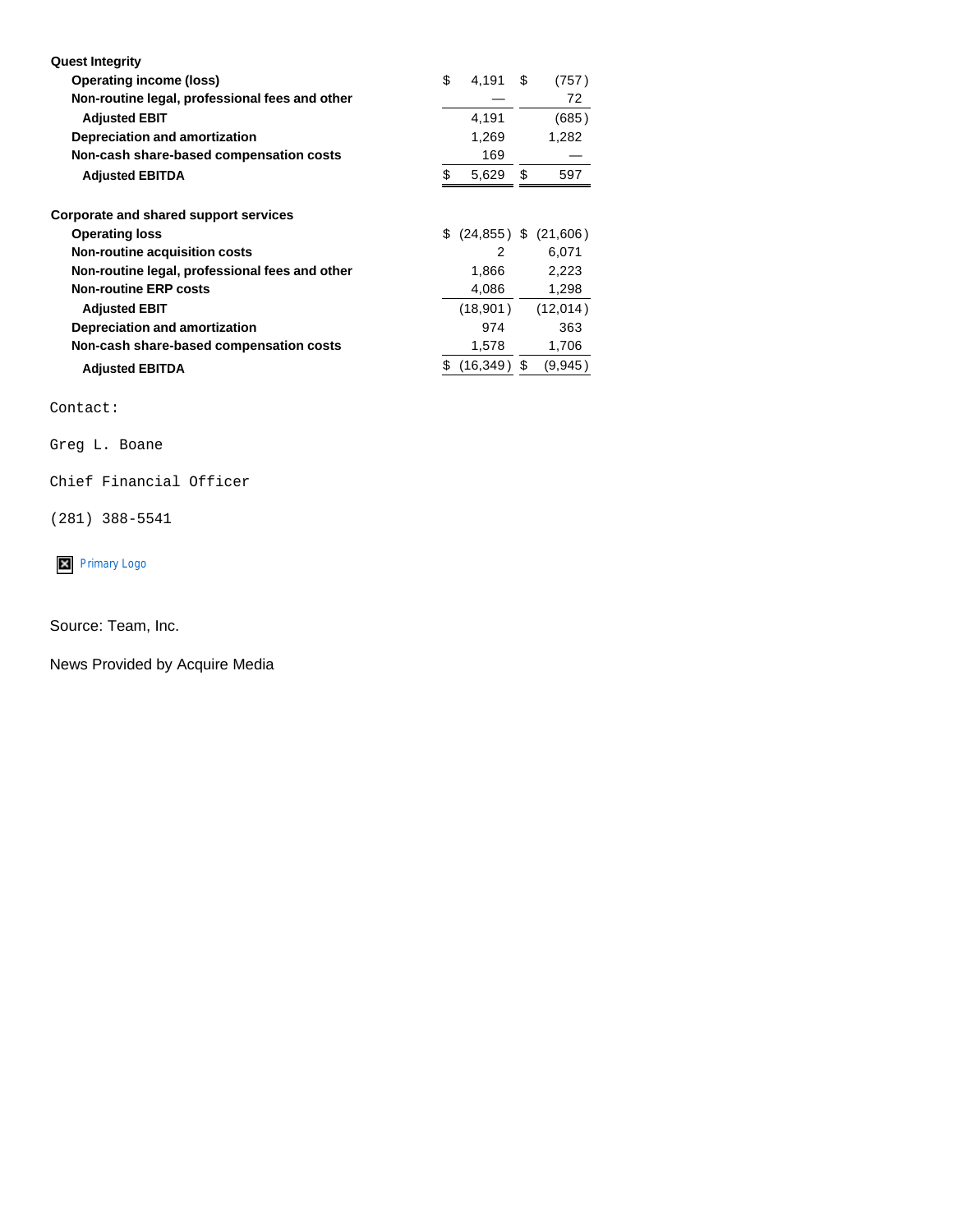| | | |
|---|---|---|
| **Quest Integrity** | | |
| **Operating income (loss)** | $ 4,191 | $ (757) |
| **Non-routine legal, professional fees and other** | — | 72 |
| **Adjusted EBIT** | 4,191 | (685) |
| **Depreciation and amortization** | 1,269 | 1,282 |
| **Non-cash share-based compensation costs** | 169 | — |
| **Adjusted EBITDA** | $ 5,629 | $ 597 |
| | | |
| **Corporate and shared support services** | | |
| **Operating loss** | $ (24,855) | $ (21,606) |
| **Non-routine acquisition costs** | 2 | 6,071 |
| **Non-routine legal, professional fees and other** | 1,866 | 2,223 |
| **Non-routine ERP costs** | 4,086 | 1,298 |
| **Adjusted EBIT** | (18,901) | (12,014) |
| **Depreciation and amortization** | 974 | 363 |
| **Non-cash share-based compensation costs** | 1,578 | 1,706 |
| **Adjusted EBITDA** | $ (16,349) | $ (9,945) |

Contact:

Greg L. Boane

Chief Financial Officer

(281) 388-5541

Primary Logo

Source: Team, Inc.

News Provided by Acquire Media